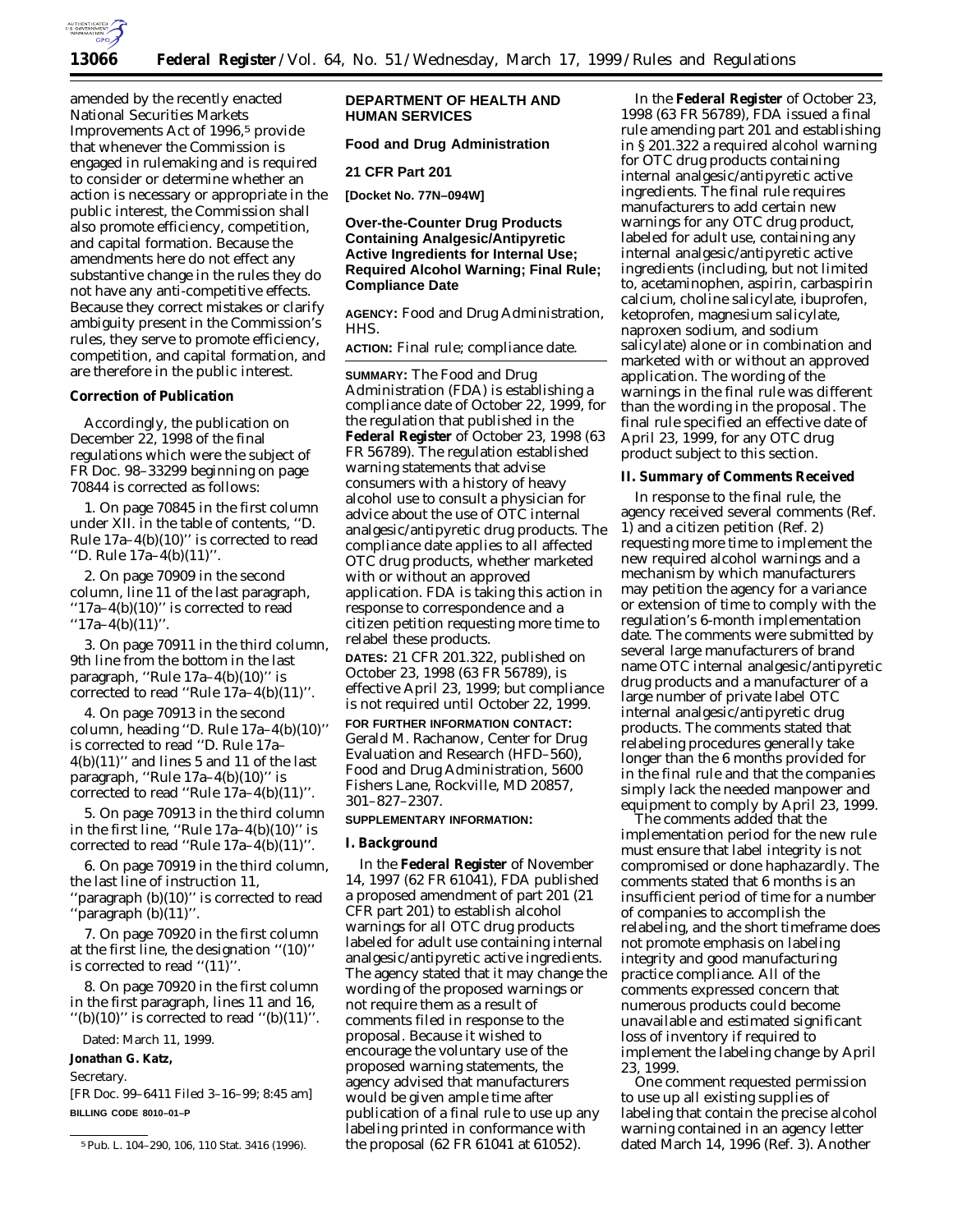amended by the recently enacted National Securities Markets Improvements Act of 1996,[5] provide that whenever the Commission is engaged in rulemaking and is required to consider or determine whether an action is necessary or appropriate in the public interest, the Commission shall also promote efficiency, competition, and capital formation. Because the amendments here do not effect any substantive change in the rules they do not have any anti-competitive effects. Because they correct mistakes or clarify ambiguity present in the Commission's rules, they serve to promote efficiency, competition, and capital formation, and are therefore in the public interest.

**Correction of Publication**

Accordingly, the publication on December 22, 1998 of the final regulations which were the subject of FR Doc. 98–33299 beginning on page 70844 is corrected as follows:

1. On page 70845 in the first column under XII. in the table of contents, ''D. Rule 17a–4(b)(10)'' is corrected to read ''D. Rule 17a–4(b)(11)''.

2. On page 70909 in the second column, line 11 of the last paragraph, ''17a–4(b)(10)'' is corrected to read ''17a–4(b)(11)''.

3. On page 70911 in the third column, 9th line from the bottom in the last paragraph, ''Rule 17a–4(b)(10)'' is corrected to read ''Rule 17a–4(b)(11)''.

4. On page 70913 in the second column, heading ''D. Rule 17a–4(b)(10)'' is corrected to read ''D. Rule 17a–4(b)(11)'' and lines 5 and 11 of the last paragraph, ''Rule 17a–4(b)(10)'' is corrected to read ''Rule 17a–4(b)(11)''.

5. On page 70913 in the third column in the first line, ''Rule 17a–4(b)(10)'' is corrected to read ''Rule 17a–4(b)(11)''.

6. On page 70919 in the third column, the last line of instruction 11, ''paragraph (b)(10)'' is corrected to read ''paragraph (b)(11)''.

7. On page 70920 in the first column at the first line, the designation ''(10)'' is corrected to read ''(11)''.

8. On page 70920 in the first column in the first paragraph, lines 11 and 16, ''(b)(10)'' is corrected to read ''(b)(11)''.

Dated: March 11, 1999.

**Jonathan G. Katz,**

*Secretary.*

[FR Doc. 99–6411 Filed 3–16–99; 8:45 am]

**BILLING CODE 8010–01–P**

[5] Pub. L. 104–290, 106, 110 Stat. 3416 (1996).

**DEPARTMENT OF HEALTH AND HUMAN SERVICES**

**Food and Drug Administration**

**21 CFR Part 201**

**[Docket No. 77N–094W]**

**Over-the-Counter Drug Products Containing Analgesic/Antipyretic Active Ingredients for Internal Use; Required Alcohol Warning; Final Rule; Compliance Date**

**AGENCY:** Food and Drug Administration, HHS.

**ACTION:** Final rule; compliance date.

**SUMMARY:** The Food and Drug Administration (FDA) is establishing a compliance date of October 22, 1999, for the regulation that published in the **Federal Register** of October 23, 1998 (63 FR 56789). The regulation established warning statements that advise consumers with a history of heavy alcohol use to consult a physician for advice about the use of OTC internal analgesic/antipyretic drug products. The compliance date applies to all affected OTC drug products, whether marketed with or without an approved application. FDA is taking this action in response to correspondence and a citizen petition requesting more time to relabel these products.

**DATES:** 21 CFR 201.322, published on October 23, 1998 (63 FR 56789), is effective April 23, 1999; but compliance is not required until October 22, 1999.

**FOR FURTHER INFORMATION CONTACT:** Gerald M. Rachanow, Center for Drug Evaluation and Research (HFD–560), Food and Drug Administration, 5600 Fishers Lane, Rockville, MD 20857, 301–827–2307.

**SUPPLEMENTARY INFORMATION:**

**I. Background**

In the **Federal Register** of November 14, 1997 (62 FR 61041), FDA published a proposed amendment of part 201 (21 CFR part 201) to establish alcohol warnings for all OTC drug products labeled for adult use containing internal analgesic/antipyretic active ingredients. The agency stated that it may change the wording of the proposed warnings or not require them as a result of comments filed in response to the proposal. Because it wished to encourage the voluntary use of the proposed warning statements, the agency advised that manufacturers would be given ample time after publication of a final rule to use up any labeling printed in conformance with the proposal (62 FR 61041 at 61052).

In the **Federal Register** of October 23, 1998 (63 FR 56789), FDA issued a final rule amending part 201 and establishing in § 201.322 a required alcohol warning for OTC drug products containing internal analgesic/antipyretic active ingredients. The final rule requires manufacturers to add certain new warnings for any OTC drug product, labeled for adult use, containing any internal analgesic/antipyretic active ingredients (including, but not limited to, acetaminophen, aspirin, carbaspirin calcium, choline salicylate, ibuprofen, ketoprofen, magnesium salicylate, naproxen sodium, and sodium salicylate) alone or in combination and marketed with or without an approved application. The wording of the warnings in the final rule was different than the wording in the proposal. The final rule specified an effective date of April 23, 1999, for any OTC drug product subject to this section.

**II. Summary of Comments Received**

In response to the final rule, the agency received several comments (Ref. 1) and a citizen petition (Ref. 2) requesting more time to implement the new required alcohol warnings and a mechanism by which manufacturers may petition the agency for a variance or extension of time to comply with the regulation's 6-month implementation date. The comments were submitted by several large manufacturers of brand name OTC internal analgesic/antipyretic drug products and a manufacturer of a large number of private label OTC internal analgesic/antipyretic drug products. The comments stated that relabeling procedures generally take longer than the 6 months provided for in the final rule and that the companies simply lack the needed manpower and equipment to comply by April 23, 1999.

The comments added that the implementation period for the new rule must ensure that label integrity is not compromised or done haphazardly. The comments stated that 6 months is an insufficient period of time for a number of companies to accomplish the relabeling, and the short timeframe does not promote emphasis on labeling integrity and good manufacturing practice compliance. All of the comments expressed concern that numerous products could become unavailable and estimated significant loss of inventory if required to implement the labeling change by April 23, 1999.

One comment requested permission to use up all existing supplies of labeling that contain the precise alcohol warning contained in an agency letter dated March 14, 1996 (Ref. 3). Another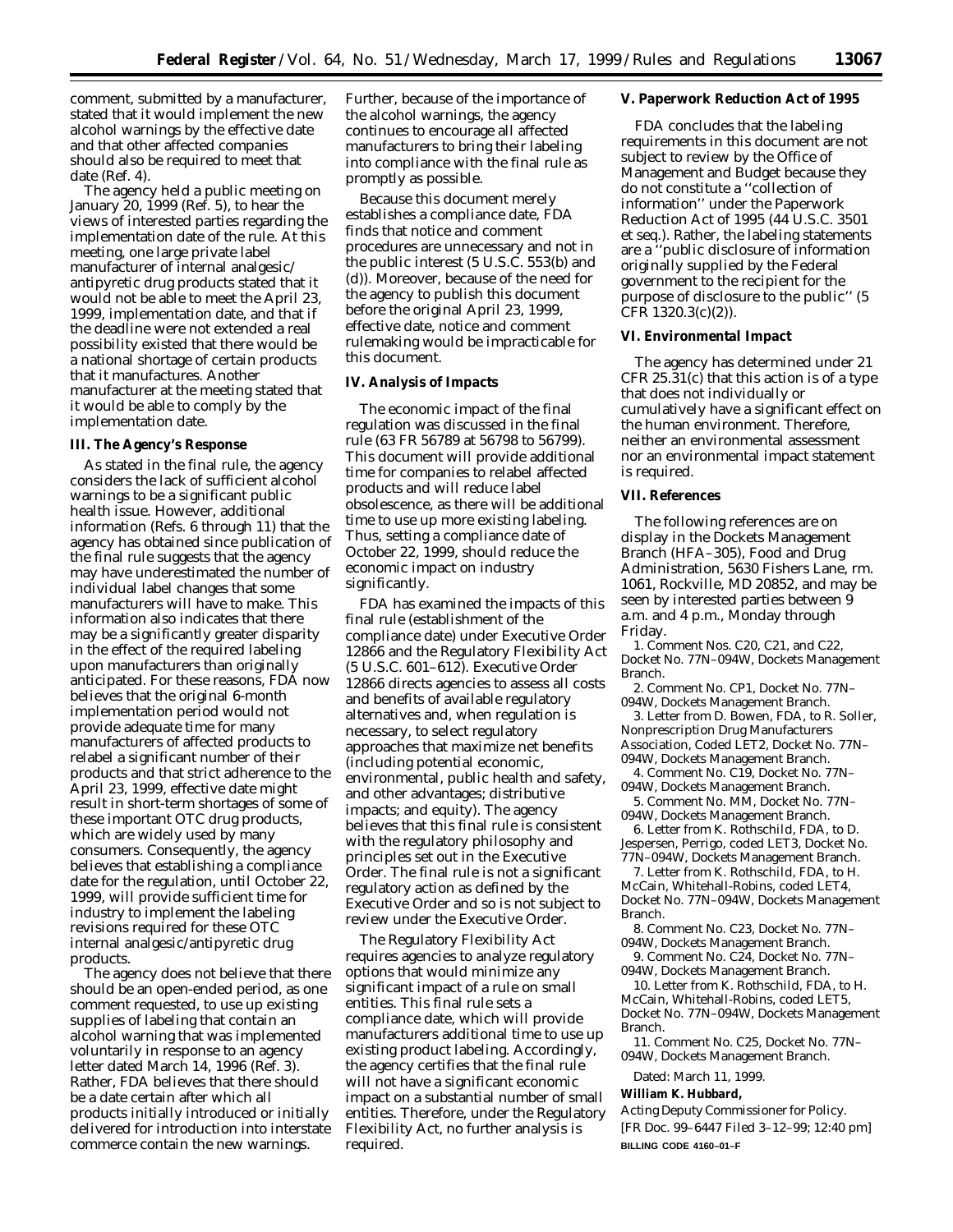comment, submitted by a manufacturer, stated that it would implement the new alcohol warnings by the effective date and that other affected companies should also be required to meet that date (Ref. 4).

The agency held a public meeting on January 20, 1999 (Ref. 5), to hear the views of interested parties regarding the implementation date of the rule. At this meeting, one large private label manufacturer of internal analgesic/antipyretic drug products stated that it would not be able to meet the April 23, 1999, implementation date, and that if the deadline were not extended a real possibility existed that there would be a national shortage of certain products that it manufactures. Another manufacturer at the meeting stated that it would be able to comply by the implementation date.

### III. The Agency's Response

As stated in the final rule, the agency considers the lack of sufficient alcohol warnings to be a significant public health issue. However, additional information (Refs. 6 through 11) that the agency has obtained since publication of the final rule suggests that the agency may have underestimated the number of individual label changes that some manufacturers will have to make. This information also indicates that there may be a significantly greater disparity in the effect of the required labeling upon manufacturers than originally anticipated. For these reasons, FDA now believes that the original 6-month implementation period would not provide adequate time for many manufacturers of affected products to relabel a significant number of their products and that strict adherence to the April 23, 1999, effective date might result in short-term shortages of some of these important OTC drug products, which are widely used by many consumers. Consequently, the agency believes that establishing a compliance date for the regulation, until October 22, 1999, will provide sufficient time for industry to implement the labeling revisions required for these OTC internal analgesic/antipyretic drug products.

The agency does not believe that there should be an open-ended period, as one comment requested, to use up existing supplies of labeling that contain an alcohol warning that was implemented voluntarily in response to an agency letter dated March 14, 1996 (Ref. 3). Rather, FDA believes that there should be a date certain after which all products initially introduced or initially delivered for introduction into interstate commerce contain the new warnings. Further, because of the importance of the alcohol warnings, the agency continues to encourage all affected manufacturers to bring their labeling into compliance with the final rule as promptly as possible.

Because this document merely establishes a compliance date, FDA finds that notice and comment procedures are unnecessary and not in the public interest (5 U.S.C. 553(b) and (d)). Moreover, because of the need for the agency to publish this document before the original April 23, 1999, effective date, notice and comment rulemaking would be impracticable for this document.

### IV. Analysis of Impacts

The economic impact of the final regulation was discussed in the final rule (63 FR 56789 at 56798 to 56799). This document will provide additional time for companies to relabel affected products and will reduce label obsolescence, as there will be additional time to use up more existing labeling. Thus, setting a compliance date of October 22, 1999, should reduce the economic impact on industry significantly.

FDA has examined the impacts of this final rule (establishment of the compliance date) under Executive Order 12866 and the Regulatory Flexibility Act (5 U.S.C. 601–612). Executive Order 12866 directs agencies to assess all costs and benefits of available regulatory alternatives and, when regulation is necessary, to select regulatory approaches that maximize net benefits (including potential economic, environmental, public health and safety, and other advantages; distributive impacts; and equity). The agency believes that this final rule is consistent with the regulatory philosophy and principles set out in the Executive Order. The final rule is not a significant regulatory action as defined by the Executive Order and so is not subject to review under the Executive Order.

The Regulatory Flexibility Act requires agencies to analyze regulatory options that would minimize any significant impact of a rule on small entities. This final rule sets a compliance date, which will provide manufacturers additional time to use up existing product labeling. Accordingly, the agency certifies that the final rule will not have a significant economic impact on a substantial number of small entities. Therefore, under the Regulatory Flexibility Act, no further analysis is required.

### V. Paperwork Reduction Act of 1995

FDA concludes that the labeling requirements in this document are not subject to review by the Office of Management and Budget because they do not constitute a ''collection of information'' under the Paperwork Reduction Act of 1995 (44 U.S.C. 3501 et seq.). Rather, the labeling statements are a ''public disclosure of information originally supplied by the Federal government to the recipient for the purpose of disclosure to the public'' (5 CFR 1320.3(c)(2)).

### VI. Environmental Impact

The agency has determined under 21 CFR 25.31(c) that this action is of a type that does not individually or cumulatively have a significant effect on the human environment. Therefore, neither an environmental assessment nor an environmental impact statement is required.

### VII. References

The following references are on display in the Dockets Management Branch (HFA–305), Food and Drug Administration, 5630 Fishers Lane, rm. 1061, Rockville, MD 20852, and may be seen by interested parties between 9 a.m. and 4 p.m., Monday through Friday.

1. Comment Nos. C20, C21, and C22, Docket No. 77N–094W, Dockets Management Branch.
2. Comment No. CP1, Docket No. 77N–094W, Dockets Management Branch.
3. Letter from D. Bowen, FDA, to R. Soller, Nonprescription Drug Manufacturers Association, Coded LET2, Docket No. 77N–094W, Dockets Management Branch.
4. Comment No. C19, Docket No. 77N–094W, Dockets Management Branch.
5. Comment No. MM, Docket No. 77N–094W, Dockets Management Branch.
6. Letter from K. Rothschild, FDA, to D. Jespersen, Perrigo, coded LET3, Docket No. 77N–094W, Dockets Management Branch.
7. Letter from K. Rothschild, FDA, to H. McCain, Whitehall-Robins, coded LET4, Docket No. 77N–094W, Dockets Management Branch.
8. Comment No. C23, Docket No. 77N–094W, Dockets Management Branch.
9. Comment No. C24, Docket No. 77N–094W, Dockets Management Branch.
10. Letter from K. Rothschild, FDA, to H. McCain, Whitehall-Robins, coded LET5, Docket No. 77N–094W, Dockets Management Branch.
11. Comment No. C25, Docket No. 77N–094W, Dockets Management Branch.

Dated: March 11, 1999.

**William K. Hubbard,**

*Acting Deputy Commissioner for Policy.*

[FR Doc. 99–6447 Filed 3–12–99; 12:40 pm]

**BILLING CODE 4160–01–F**